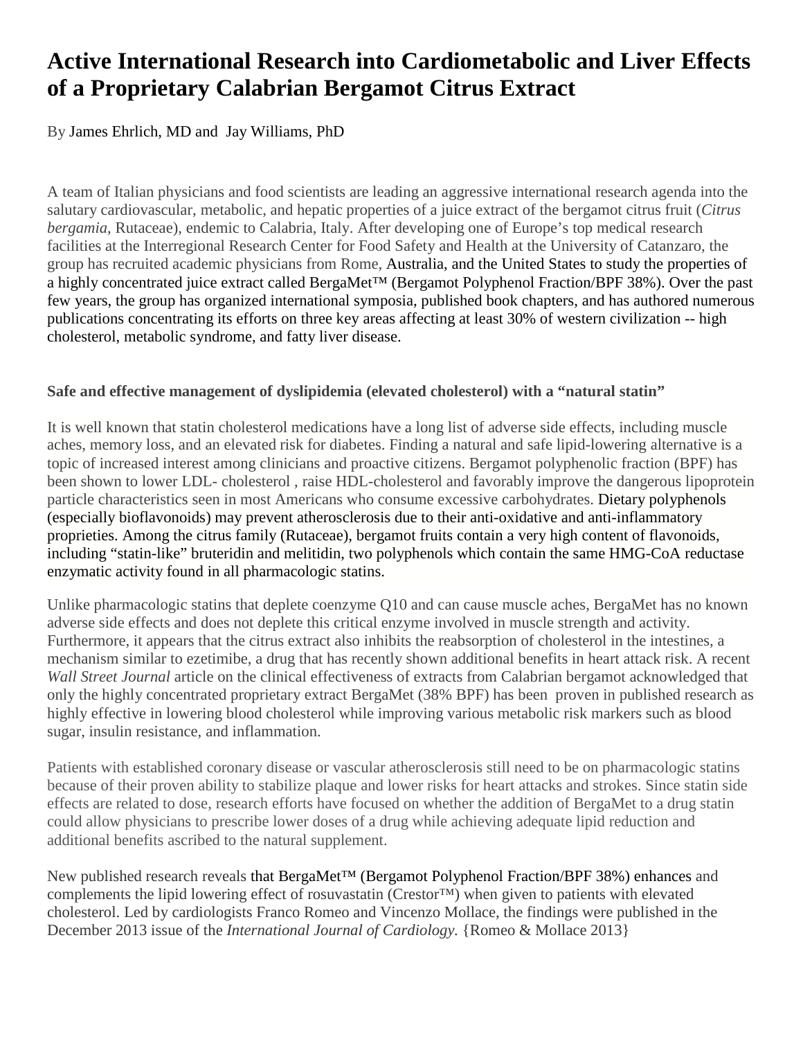# Active International Research into Cardiometabolic and Liver Effects of a Proprietary Calabrian Bergamot Citrus Extract

By James Ehrlich, MD and Jay Williams, PhD

A team of Italian physicians and food scientists are leading an aggressive international research agenda into the salutary cardiovascular, metabolic, and hepatic properties of a juice extract of the bergamot citrus fruit (*Citrus bergamia*, Rutaceae), endemic to Calabria, Italy. After developing one of Europe's top medical research facilities at the Interregional Research Center for Food Safety and Health at the University of Catanzaro, the group has recruited academic physicians from Rome, Australia, and the United States to study the properties of a highly concentrated juice extract called BergaMet™ (Bergamot Polyphenol Fraction/BPF 38%). Over the past few years, the group has organized international symposia, published book chapters, and has authored numerous publications concentrating its efforts on three key areas affecting at least 30% of western civilization -- high cholesterol, metabolic syndrome, and fatty liver disease.

### Safe and effective management of dyslipidemia (elevated cholesterol) with a "natural statin"

It is well known that statin cholesterol medications have a long list of adverse side effects, including muscle aches, memory loss, and an elevated risk for diabetes. Finding a natural and safe lipid-lowering alternative is a topic of increased interest among clinicians and proactive citizens. Bergamot polyphenolic fraction (BPF) has been shown to lower LDL- cholesterol , raise HDL-cholesterol and favorably improve the dangerous lipoprotein particle characteristics seen in most Americans who consume excessive carbohydrates. Dietary polyphenols (especially bioflavonoids) may prevent atherosclerosis due to their anti-oxidative and anti-inflammatory proprieties. Among the citrus family (Rutaceae), bergamot fruits contain a very high content of flavonoids, including "statin-like" bruteridin and melitidin, two polyphenols which contain the same HMG-CoA reductase enzymatic activity found in all pharmacologic statins.

Unlike pharmacologic statins that deplete coenzyme Q10 and can cause muscle aches, BergaMet has no known adverse side effects and does not deplete this critical enzyme involved in muscle strength and activity. Furthermore, it appears that the citrus extract also inhibits the reabsorption of cholesterol in the intestines, a mechanism similar to ezetimibe, a drug that has recently shown additional benefits in heart attack risk. A recent *Wall Street Journal* article on the clinical effectiveness of extracts from Calabrian bergamot acknowledged that only the highly concentrated proprietary extract BergaMet (38% BPF) has been proven in published research as highly effective in lowering blood cholesterol while improving various metabolic risk markers such as blood sugar, insulin resistance, and inflammation.

Patients with established coronary disease or vascular atherosclerosis still need to be on pharmacologic statins because of their proven ability to stabilize plaque and lower risks for heart attacks and strokes. Since statin side effects are related to dose, research efforts have focused on whether the addition of BergaMet to a drug statin could allow physicians to prescribe lower doses of a drug while achieving adequate lipid reduction and additional benefits ascribed to the natural supplement.

New published research reveals that BergaMet™ (Bergamot Polyphenol Fraction/BPF 38%) enhances and complements the lipid lowering effect of rosuvastatin (Crestor™) when given to patients with elevated cholesterol. Led by cardiologists Franco Romeo and Vincenzo Mollace, the findings were published in the December 2013 issue of the *International Journal of Cardiology.* {Romeo & Mollace 2013}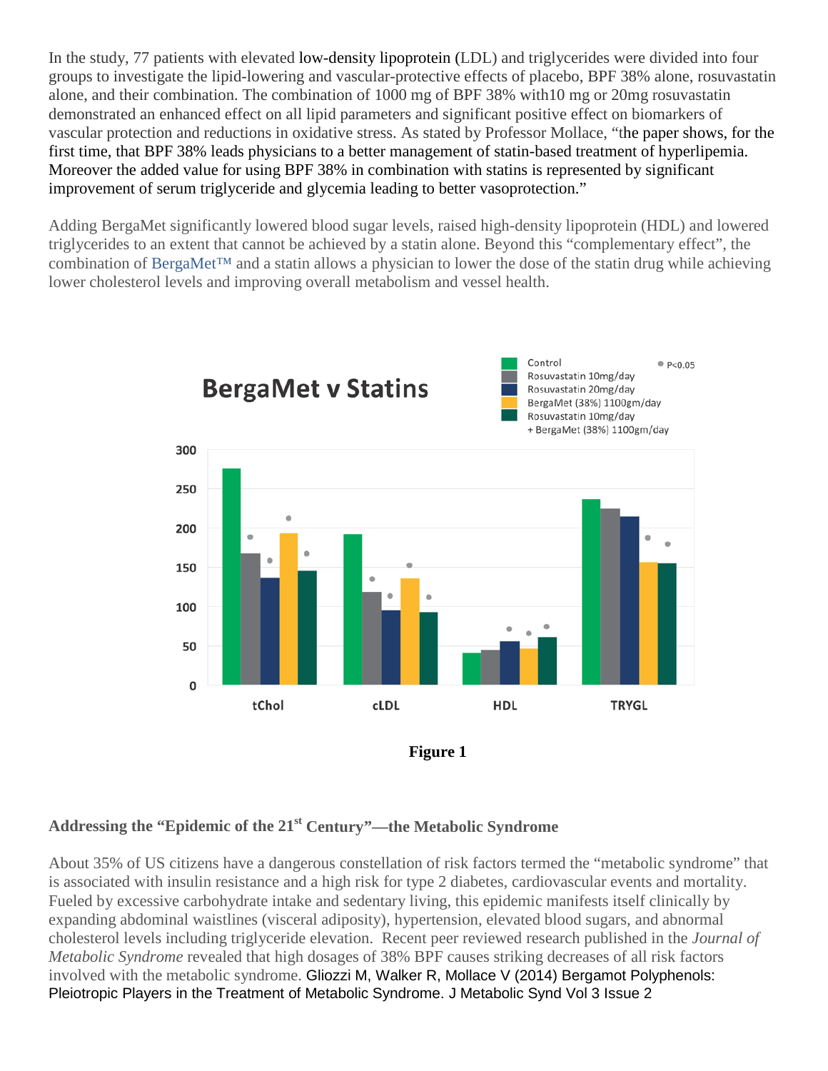In the study, 77 patients with elevated low-density lipoprotein (LDL) and triglycerides were divided into four groups to investigate the lipid-lowering and vascular-protective effects of placebo, BPF 38% alone, rosuvastatin alone, and their combination. The combination of 1000 mg of BPF 38% with10 mg or 20mg rosuvastatin demonstrated an enhanced effect on all lipid parameters and significant positive effect on biomarkers of vascular protection and reductions in oxidative stress. As stated by Professor Mollace, "the paper shows, for the first time, that BPF 38% leads physicians to a better management of statin-based treatment of hyperlipemia. Moreover the added value for using BPF 38% in combination with statins is represented by significant improvement of serum triglyceride and glycemia leading to better vasoprotection."

Adding BergaMet significantly lowered blood sugar levels, raised high-density lipoprotein (HDL) and lowered triglycerides to an extent that cannot be achieved by a statin alone. Beyond this "complementary effect", the combination of BergaMet™ and a statin allows a physician to lower the dose of the statin drug while achieving lower cholesterol levels and improving overall metabolism and vessel health.

**BergaMet v Statins**

Legend: Control; Rosuvastatin 10mg/day; Rosuvastatin 20mg/day; BergaMet (38%) 1100gm/day; Rosuvastatin 10mg/day + BergaMet (38%) 1100gm/day; ● P<0.05

Categories: tChol, cLDL, HDL, TRYGL

**Figure 1**

## Addressing the "Epidemic of the 21st Century"—the Metabolic Syndrome

About 35% of US citizens have a dangerous constellation of risk factors termed the "metabolic syndrome" that is associated with insulin resistance and a high risk for type 2 diabetes, cardiovascular events and mortality. Fueled by excessive carbohydrate intake and sedentary living, this epidemic manifests itself clinically by expanding abdominal waistlines (visceral adiposity), hypertension, elevated blood sugars, and abnormal cholesterol levels including triglyceride elevation. Recent peer reviewed research published in the *Journal of Metabolic Syndrome* revealed that high dosages of 38% BPF causes striking decreases of all risk factors involved with the metabolic syndrome. Gliozzi M, Walker R, Mollace V (2014) Bergamot Polyphenols: Pleiotropic Players in the Treatment of Metabolic Syndrome. J Metabolic Synd Vol 3 Issue 2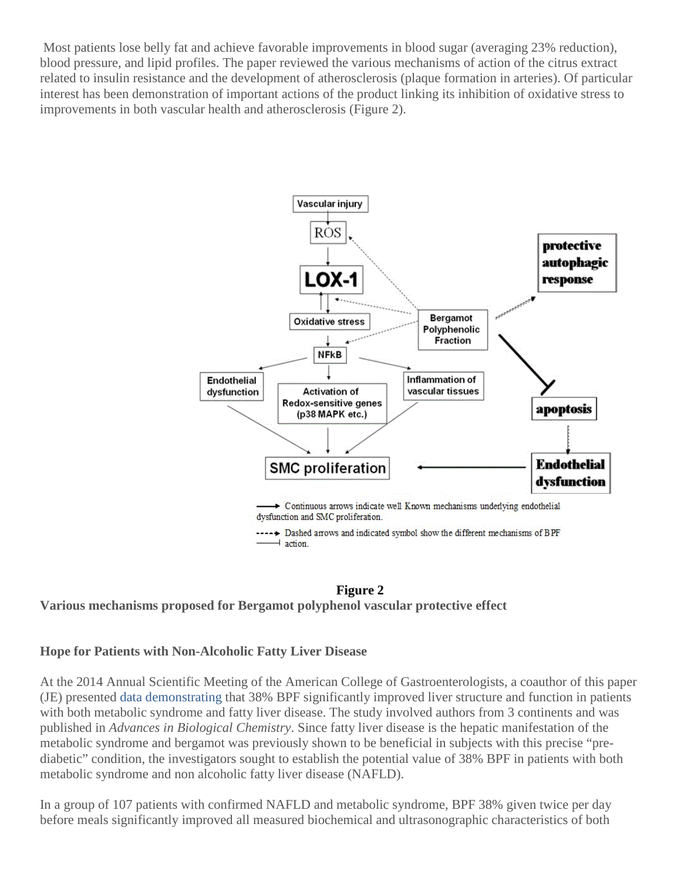Most patients lose belly fat and achieve favorable improvements in blood sugar (averaging 23% reduction), blood pressure, and lipid profiles. The paper reviewed the various mechanisms of action of the citrus extract related to insulin resistance and the development of atherosclerosis (plaque formation in arteries). Of particular interest has been demonstration of important actions of the product linking its inhibition of oxidative stress to improvements in both vascular health and atherosclerosis (Figure 2).

**Figure 2**

**Various mechanisms proposed for Bergamot polyphenol vascular protective effect**

### Hope for Patients with Non-Alcoholic Fatty Liver Disease

At the 2014 Annual Scientific Meeting of the American College of Gastroenterologists, a coauthor of this paper (JE) presented data demonstrating that 38% BPF significantly improved liver structure and function in patients with both metabolic syndrome and fatty liver disease. The study involved authors from 3 continents and was published in *Advances in Biological Chemistry*. Since fatty liver disease is the hepatic manifestation of the metabolic syndrome and bergamot was previously shown to be beneficial in subjects with this precise "pre-diabetic" condition, the investigators sought to establish the potential value of 38% BPF in patients with both metabolic syndrome and non alcoholic fatty liver disease (NAFLD).

In a group of 107 patients with confirmed NAFLD and metabolic syndrome, BPF 38% given twice per day before meals significantly improved all measured biochemical and ultrasonographic characteristics of both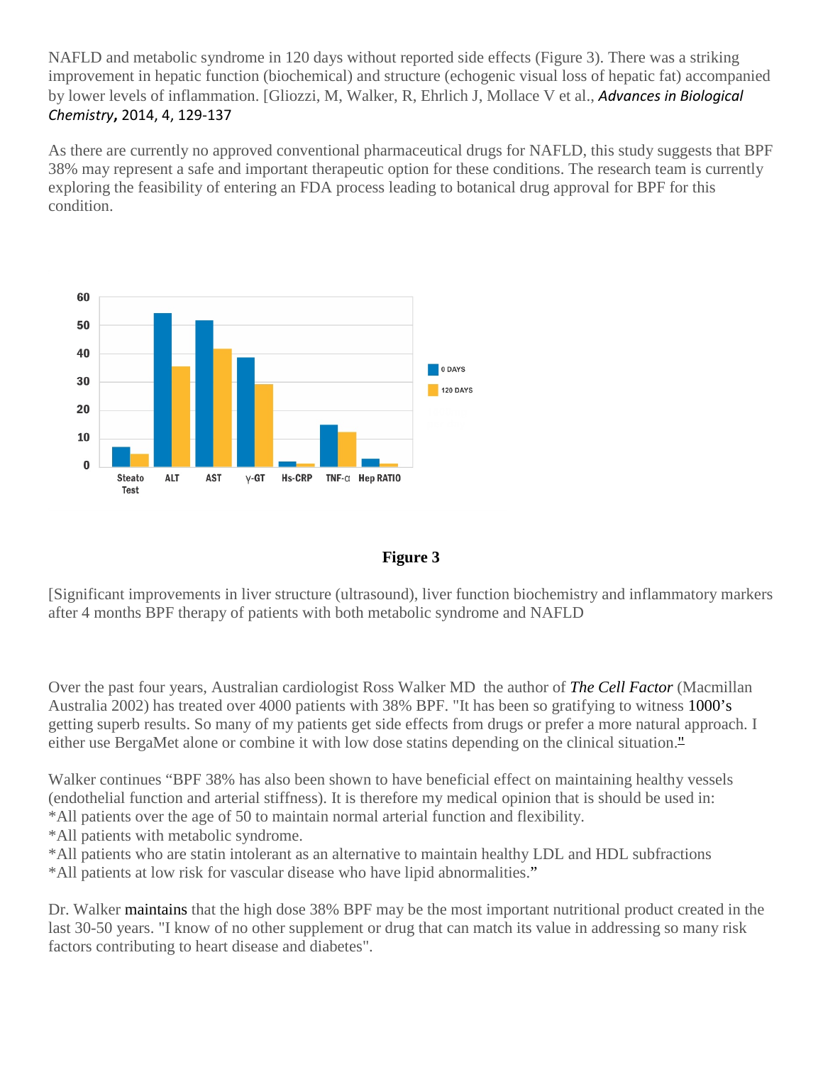NAFLD and metabolic syndrome in 120 days without reported side effects (Figure 3). There was a striking improvement in hepatic function (biochemical) and structure (echogenic visual loss of hepatic fat) accompanied by lower levels of inflammation. [Gliozzi, M, Walker, R, Ehrlich J, Mollace V et al., ***Advances in Biological Chemistry***, 2014, 4, 129-137

As there are currently no approved conventional pharmaceutical drugs for NAFLD, this study suggests that BPF 38% may represent a safe and important therapeutic option for these conditions. The research team is currently exploring the feasibility of entering an FDA process leading to botanical drug approval for BPF for this condition.

**Figure 3**

[Significant improvements in liver structure (ultrasound), liver function biochemistry and inflammatory markers after 4 months BPF therapy of patients with both metabolic syndrome and NAFLD

Over the past four years, Australian cardiologist Ross Walker MD the author of ***The Cell Factor*** (Macmillan Australia 2002) has treated over 4000 patients with 38% BPF. "It has been so gratifying to witness 1000's getting superb results. So many of my patients get side effects from drugs or prefer a more natural approach. I either use BergaMet alone or combine it with low dose statins depending on the clinical situation."

Walker continues "BPF 38% has also been shown to have beneficial effect on maintaining healthy vessels (endothelial function and arterial stiffness). It is therefore my medical opinion that is should be used in:
*All patients over the age of 50 to maintain normal arterial function and flexibility.
*All patients with metabolic syndrome.
*All patients who are statin intolerant as an alternative to maintain healthy LDL and HDL subfractions
*All patients at low risk for vascular disease who have lipid abnormalities."

Dr. Walker maintains that the high dose 38% BPF may be the most important nutritional product created in the last 30-50 years. "I know of no other supplement or drug that can match its value in addressing so many risk factors contributing to heart disease and diabetes".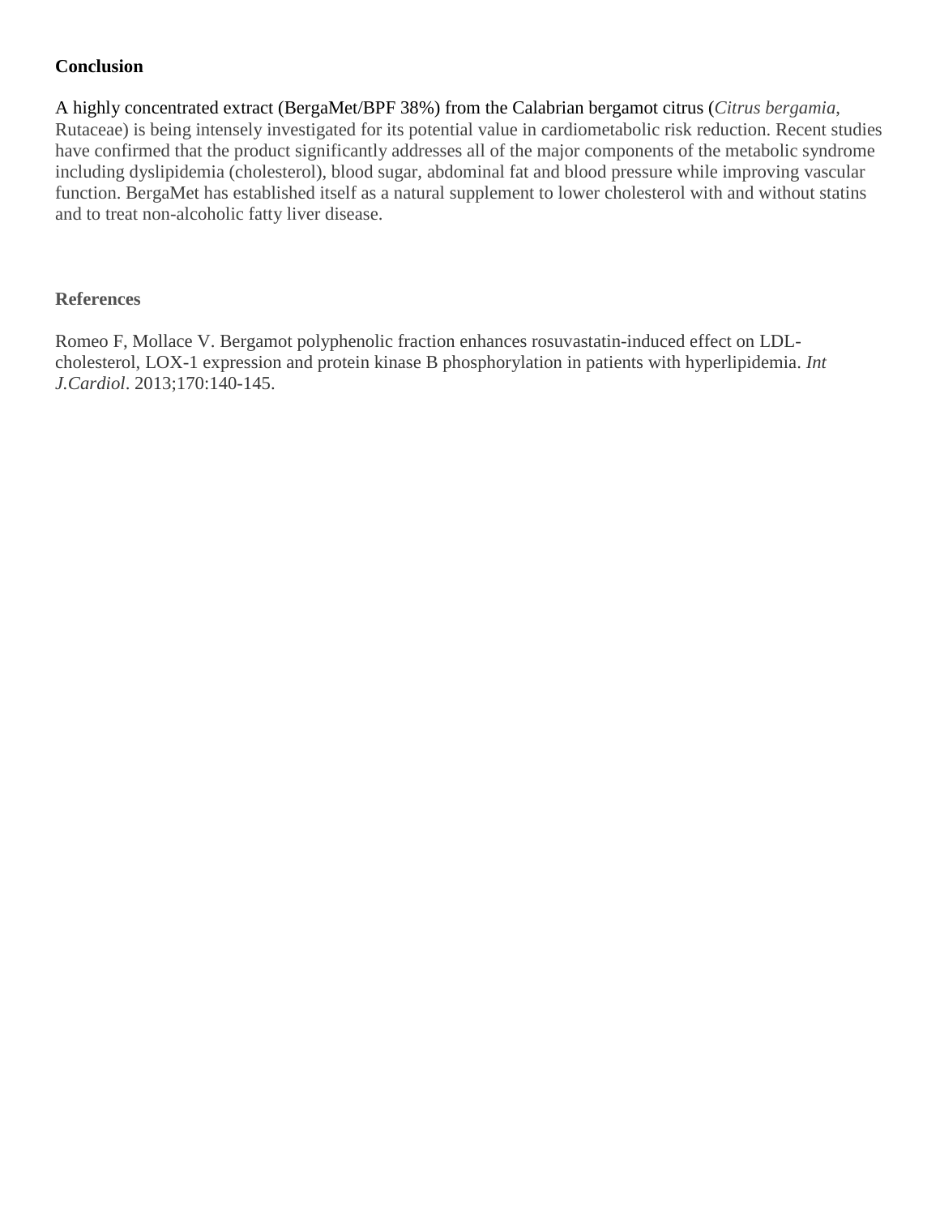**Conclusion**

A highly concentrated extract (BergaMet/BPF 38%) from the Calabrian bergamot citrus (*Citrus bergamia,* Rutaceae) is being intensely investigated for its potential value in cardiometabolic risk reduction. Recent studies have confirmed that the product significantly addresses all of the major components of the metabolic syndrome including dyslipidemia (cholesterol), blood sugar, abdominal fat and blood pressure while improving vascular function. BergaMet has established itself as a natural supplement to lower cholesterol with and without statins and to treat non-alcoholic fatty liver disease.

**References**

Romeo F, Mollace V. Bergamot polyphenolic fraction enhances rosuvastatin-induced effect on LDL-cholesterol, LOX-1 expression and protein kinase B phosphorylation in patients with hyperlipidemia. *Int J.Cardiol*. 2013;170:140-145.